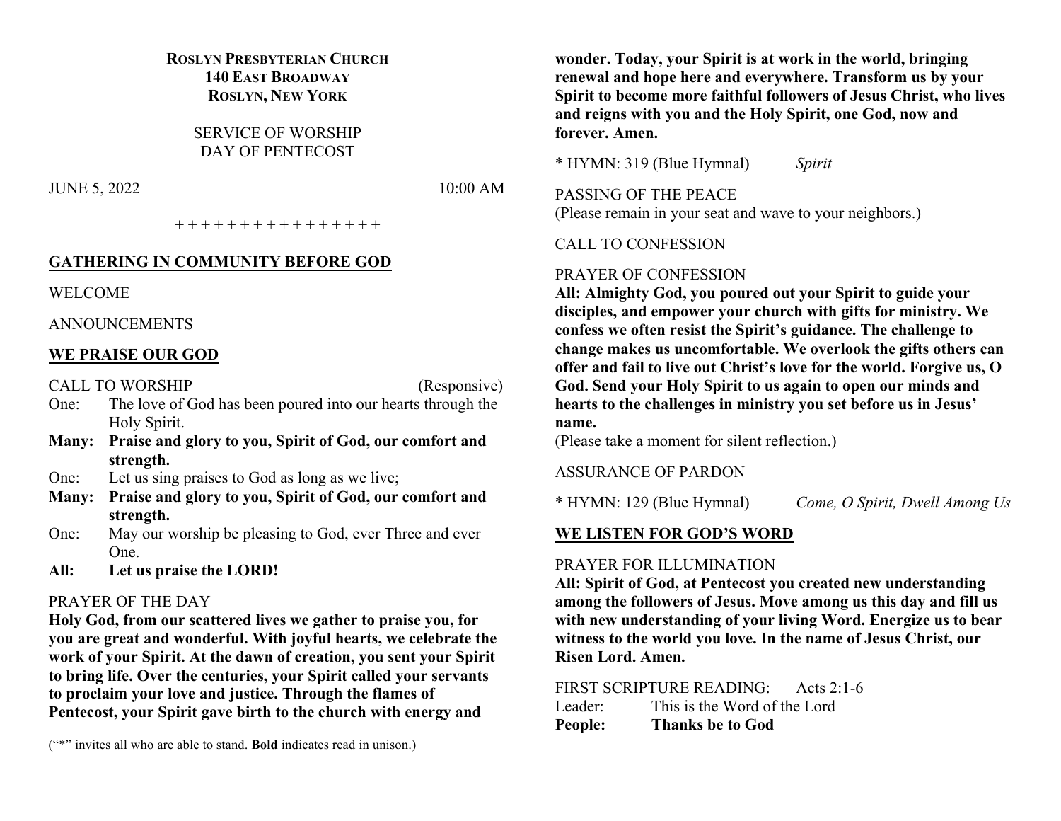**ROSLYN PRESBYTERIAN CHURCH**
**140 EAST BROADWAY**
**ROSLYN, NEW YORK**

SERVICE OF WORSHIP
DAY OF PENTECOST

JUNE 5, 2022 10:00 AM

+ + + + + + + + + + + + + + + +

## GATHERING IN COMMUNITY BEFORE GOD

WELCOME

ANNOUNCEMENTS

## WE PRAISE OUR GOD

CALL TO WORSHIP (Responsive)

One: The love of God has been poured into our hearts through the Holy Spirit.
**Many: Praise and glory to you, Spirit of God, our comfort and strength.**
One: Let us sing praises to God as long as we live;
**Many: Praise and glory to you, Spirit of God, our comfort and strength.**
One: May our worship be pleasing to God, ever Three and ever One.
**All: Let us praise the LORD!**

PRAYER OF THE DAY

**Holy God, from our scattered lives we gather to praise you, for you are great and wonderful. With joyful hearts, we celebrate the work of your Spirit. At the dawn of creation, you sent your Spirit to bring life. Over the centuries, your Spirit called your servants to proclaim your love and justice. Through the flames of Pentecost, your Spirit gave birth to the church with energy and wonder. Today, your Spirit is at work in the world, bringing renewal and hope here and everywhere. Transform us by your Spirit to become more faithful followers of Jesus Christ, who lives and reigns with you and the Holy Spirit, one God, now and forever. Amen.**

\* HYMN: 319 (Blue Hymnal) *Spirit*

PASSING OF THE PEACE
(Please remain in your seat and wave to your neighbors.)

CALL TO CONFESSION

PRAYER OF CONFESSION

**All: Almighty God, you poured out your Spirit to guide your disciples, and empower your church with gifts for ministry. We confess we often resist the Spirit's guidance. The challenge to change makes us uncomfortable. We overlook the gifts others can offer and fail to live out Christ's love for the world. Forgive us, O God. Send your Holy Spirit to us again to open our minds and hearts to the challenges in ministry you set before us in Jesus' name.**

(Please take a moment for silent reflection.)

ASSURANCE OF PARDON

\* HYMN: 129 (Blue Hymnal) *Come, O Spirit, Dwell Among Us*

## WE LISTEN FOR GOD'S WORD

PRAYER FOR ILLUMINATION

**All: Spirit of God, at Pentecost you created new understanding among the followers of Jesus. Move among us this day and fill us with new understanding of your living Word. Energize us to bear witness to the world you love. In the name of Jesus Christ, our Risen Lord. Amen.**

FIRST SCRIPTURE READING: Acts 2:1-6

Leader: This is the Word of the Lord
**People: Thanks be to God**

("\*" invites all who are able to stand. **Bold** indicates read in unison.)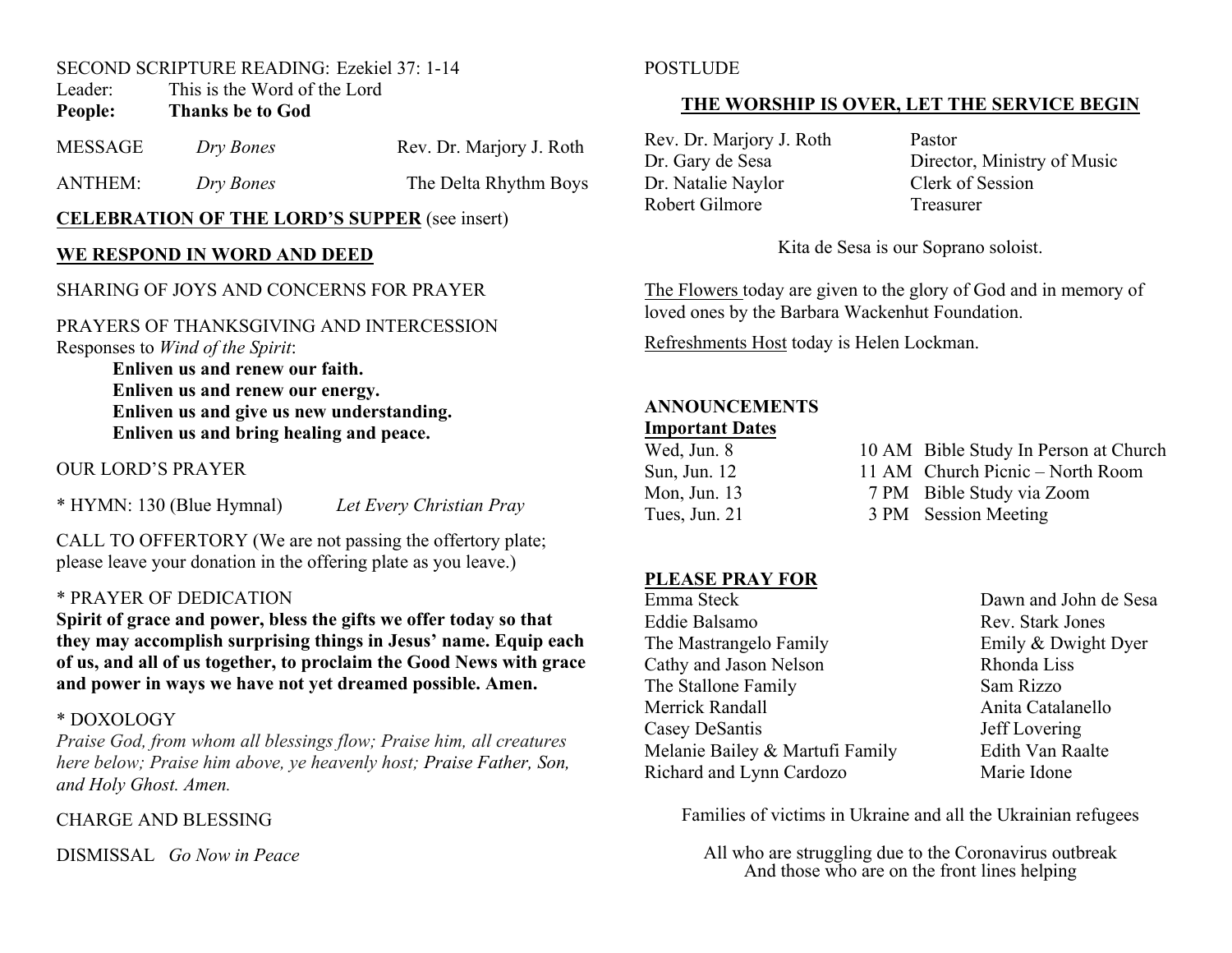SECOND SCRIPTURE READING: Ezekiel 37: 1-14

Leader: This is the Word of the Lord

**People: Thanks be to God**

MESSAGE *Dry Bones* Rev. Dr. Marjory J. Roth

ANTHEM: *Dry Bones* The Delta Rhythm Boys

**CELEBRATION OF THE LORD'S SUPPER** (see insert)

## **WE RESPOND IN WORD AND DEED**

SHARING OF JOYS AND CONCERNS FOR PRAYER

PRAYERS OF THANKSGIVING AND INTERCESSION

Responses to *Wind of the Spirit*:

> **Enliven us and renew our faith.**
> **Enliven us and renew our energy.**
> **Enliven us and give us new understanding.**
> **Enliven us and bring healing and peace.**

OUR LORD'S PRAYER

* HYMN: 130 (Blue Hymnal) *Let Every Christian Pray*

CALL TO OFFERTORY (We are not passing the offertory plate; please leave your donation in the offering plate as you leave.)

* PRAYER OF DEDICATION

**Spirit of grace and power, bless the gifts we offer today so that they may accomplish surprising things in Jesus' name. Equip each of us, and all of us together, to proclaim the Good News with grace and power in ways we have not yet dreamed possible. Amen.**

* DOXOLOGY

*Praise God, from whom all blessings flow; Praise him, all creatures here below; Praise him above, ye heavenly host; Praise Father, Son, and Holy Ghost. Amen.*

CHARGE AND BLESSING

DISMISSAL *Go Now in Peace*

POSTLUDE

## **THE WORSHIP IS OVER, LET THE SERVICE BEGIN**

| | |
|---|---|
| Rev. Dr. Marjory J. Roth | Pastor |
| Dr. Gary de Sesa | Director, Ministry of Music |
| Dr. Natalie Naylor | Clerk of Session |
| Robert Gilmore | Treasurer |

Kita de Sesa is our Soprano soloist.

The Flowers today are given to the glory of God and in memory of loved ones by the Barbara Wackenhut Foundation.

Refreshments Host today is Helen Lockman.

## **ANNOUNCEMENTS**

**Important Dates**

| | | |
|---|---|---|
| Wed, Jun. 8 | 10 AM | Bible Study In Person at Church |
| Sun, Jun. 12 | 11 AM | Church Picnic – North Room |
| Mon, Jun. 13 | 7 PM | Bible Study via Zoom |
| Tues, Jun. 21 | 3 PM | Session Meeting |

## **PLEASE PRAY FOR**

| | |
|---|---|
| Emma Steck | Dawn and John de Sesa |
| Eddie Balsamo | Rev. Stark Jones |
| The Mastrangelo Family | Emily & Dwight Dyer |
| Cathy and Jason Nelson | Rhonda Liss |
| The Stallone Family | Sam Rizzo |
| Merrick Randall | Anita Catalanello |
| Casey DeSantis | Jeff Lovering |
| Melanie Bailey & Martufi Family | Edith Van Raalte |
| Richard and Lynn Cardozo | Marie Idone |

Families of victims in Ukraine and all the Ukrainian refugees

All who are struggling due to the Coronavirus outbreak
And those who are on the front lines helping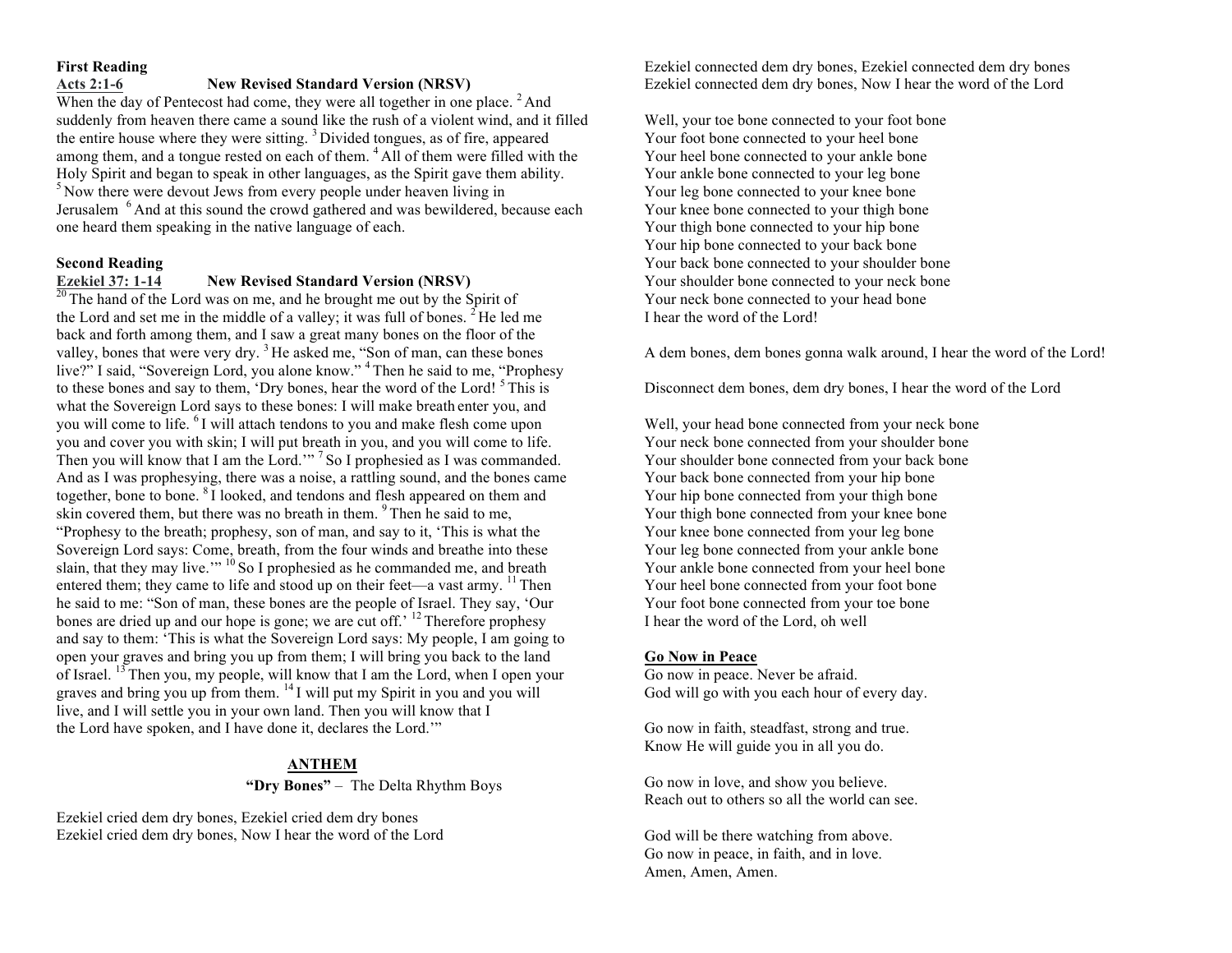**First Reading**

**Acts 2:1-6** **New Revised Standard Version (NRSV)**

When the day of Pentecost had come, they were all together in one place. [2] And suddenly from heaven there came a sound like the rush of a violent wind, and it filled the entire house where they were sitting. [3] Divided tongues, as of fire, appeared among them, and a tongue rested on each of them. [4] All of them were filled with the Holy Spirit and began to speak in other languages, as the Spirit gave them ability. [5] Now there were devout Jews from every people under heaven living in Jerusalem [6] And at this sound the crowd gathered and was bewildered, because each one heard them speaking in the native language of each.

**Second Reading**

**Ezekiel 37: 1-14** **New Revised Standard Version (NRSV)**

[20] The hand of the Lord was on me, and he brought me out by the Spirit of the Lord and set me in the middle of a valley; it was full of bones. [2] He led me back and forth among them, and I saw a great many bones on the floor of the valley, bones that were very dry. [3] He asked me, "Son of man, can these bones live?" I said, "Sovereign Lord, you alone know." [4] Then he said to me, "Prophesy to these bones and say to them, 'Dry bones, hear the word of the Lord! [5] This is what the Sovereign Lord says to these bones: I will make breath enter you, and you will come to life. [6] I will attach tendons to you and make flesh come upon you and cover you with skin; I will put breath in you, and you will come to life. Then you will know that I am the Lord.'" [7] So I prophesied as I was commanded. And as I was prophesying, there was a noise, a rattling sound, and the bones came together, bone to bone. [8] I looked, and tendons and flesh appeared on them and skin covered them, but there was no breath in them. [9] Then he said to me, "Prophesy to the breath; prophesy, son of man, and say to it, 'This is what the Sovereign Lord says: Come, breath, from the four winds and breathe into these slain, that they may live.'" [10] So I prophesied as he commanded me, and breath entered them; they came to life and stood up on their feet—a vast army. [11] Then he said to me: "Son of man, these bones are the people of Israel. They say, 'Our bones are dried up and our hope is gone; we are cut off.' [12] Therefore prophesy and say to them: 'This is what the Sovereign Lord says: My people, I am going to open your graves and bring you up from them; I will bring you back to the land of Israel. [13] Then you, my people, will know that I am the Lord, when I open your graves and bring you up from them. [14] I will put my Spirit in you and you will live, and I will settle you in your own land. Then you will know that I the Lord have spoken, and I have done it, declares the Lord.'"

**ANTHEM**

**"Dry Bones"** – The Delta Rhythm Boys

Ezekiel cried dem dry bones, Ezekiel cried dem dry bones
Ezekiel cried dem dry bones, Now I hear the word of the Lord

Ezekiel connected dem dry bones, Ezekiel connected dem dry bones
Ezekiel connected dem dry bones, Now I hear the word of the Lord

Well, your toe bone connected to your foot bone
Your foot bone connected to your heel bone
Your heel bone connected to your ankle bone
Your ankle bone connected to your leg bone
Your leg bone connected to your knee bone
Your knee bone connected to your thigh bone
Your thigh bone connected to your hip bone
Your hip bone connected to your back bone
Your back bone connected to your shoulder bone
Your shoulder bone connected to your neck bone
Your neck bone connected to your head bone
I hear the word of the Lord!

A dem bones, dem bones gonna walk around, I hear the word of the Lord!

Disconnect dem bones, dem dry bones, I hear the word of the Lord

Well, your head bone connected from your neck bone
Your neck bone connected from your shoulder bone
Your shoulder bone connected from your back bone
Your back bone connected from your hip bone
Your hip bone connected from your thigh bone
Your thigh bone connected from your knee bone
Your knee bone connected from your leg bone
Your leg bone connected from your ankle bone
Your ankle bone connected from your heel bone
Your heel bone connected from your foot bone
Your foot bone connected from your toe bone
I hear the word of the Lord, oh well

**Go Now in Peace**

Go now in peace. Never be afraid.
God will go with you each hour of every day.

Go now in faith, steadfast, strong and true.
Know He will guide you in all you do.

Go now in love, and show you believe.
Reach out to others so all the world can see.

God will be there watching from above.
Go now in peace, in faith, and in love.
Amen, Amen, Amen.